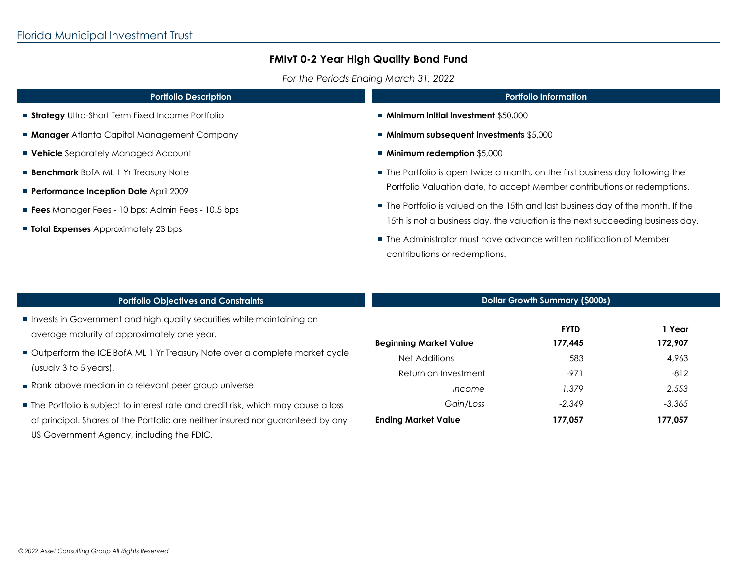Florida Municipal Investment Trust

# FMIvT 0-2 Year High Quality Bond Fund

*For the Periods Ending March 31, 2022*

## Portfolio Description

- **Strategy** Ultra-Short Term Fixed Income Portfolio
- **Manager** Atlanta Capital Management Company
- **Vehicle** Separately Managed Account
- **Benchmark** BofA ML 1 Yr Treasury Note
- **Performance Inception Date** April 2009
- **Fees** Manager Fees - 10 bps; Admin Fees - 10.5 bps
- **Total Expenses** Approximately 23 bps

## Portfolio Information

- **Minimum initial investment** $50,000
- **Minimum subsequent investments** $5,000
- **Minimum redemption** $5,000
- The Portfolio is open twice a month, on the first business day following the Portfolio Valuation date, to accept Member contributions or redemptions.
- The Portfolio is valued on the 15th and last business day of the month. If the 15th is not a business day, the valuation is the next succeeding business day.
- The Administrator must have advance written notification of Member contributions or redemptions.

## Portfolio Objectives and Constraints

- Invests in Government and high quality securities while maintaining an average maturity of approximately one year.
- Outperform the ICE BofA ML 1 Yr Treasury Note over a complete market cycle (usualy 3 to 5 years).
- Rank above median in a relevant peer group universe.
- The Portfolio is subject to interest rate and credit risk, which may cause a loss of principal. Shares of the Portfolio are neither insured nor guaranteed by any US Government Agency, including the FDIC.

## Dollar Growth Summary ($000s)

| | FYTD | 1 Year |
|---|---|---|
| **Beginning Market Value** | **177,445** | **172,907** |
| Net Additions | 583 | 4,963 |
| Return on Investment | -971 | -812 |
| *Income* | *1,379* | *2,553* |
| *Gain/Loss* | *-2,349* | *-3,365* |
| **Ending Market Value** | **177,057** | **177,057** |

*© 2022 Asset Consulting Group All Rights Reserved*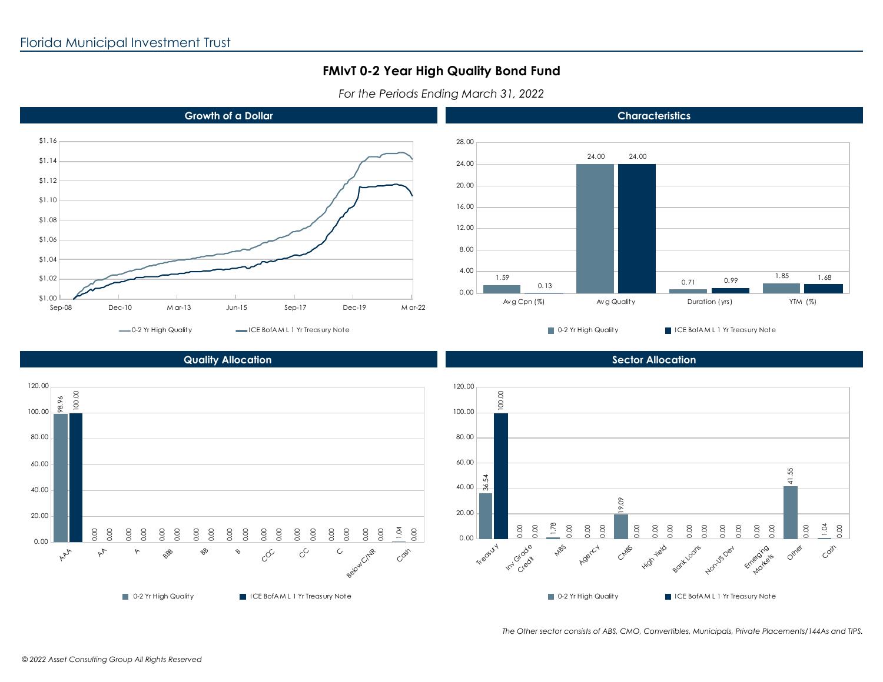Florida Municipal Investment Trust

# FMIvT 0-2 Year High Quality Bond Fund

*For the Periods Ending March 31, 2022*

## Growth of a Dollar

Y-axis: $1.00 – $1.16; X-axis: Sep-08, Dec-10, Mar-13, Jun-15, Sep-17, Dec-19, Mar-22

Legend: 0-2 Yr High Quality; ICE BofAML 1 Yr Treasury Note

## Characteristics

| | 0-2 Yr High Quality | ICE BofAML 1 Yr Treasury Note |
|---|---|---|
| Avg Cpn (%) | 1.59 | 0.13 |
| Avg Quality | 24.00 | 24.00 |
| Duration (yrs) | 0.71 | 0.99 |
| YTM (%) | 1.85 | 1.68 |

## Quality Allocation

| | 0-2 Yr High Quality | ICE BofAML 1 Yr Treasury Note |
|---|---|---|
| AAA | 98.96 | 100.00 |
| AA | 0.00 | 0.00 |
| A | 0.00 | 0.00 |
| BBB | 0.00 | 0.00 |
| BB | 0.00 | 0.00 |
| B | 0.00 | 0.00 |
| CCC | 0.00 | 0.00 |
| CC | 0.00 | 0.00 |
| C | 0.00 | 0.00 |
| Below C/NR | 0.00 | 0.00 |
| Cash | 1.04 | 0.00 |

## Sector Allocation

| | 0-2 Yr High Quality | ICE BofAML 1 Yr Treasury Note |
|---|---|---|
| Treasury | 36.54 | 100.00 |
| Inv Grade Credit | 0.00 | 0.00 |
| MBS | 1.78 | 0.00 |
| Agency | 0.00 | 0.00 |
| CMBS | 19.09 | 0.00 |
| High Yield | 0.00 | 0.00 |
| Bank Loans | 0.00 | 0.00 |
| Non-US Dev | 0.00 | 0.00 |
| Emerging Markets | 0.00 | 0.00 |
| Other | 41.55 | 0.00 |
| Cash | 1.04 | 0.00 |

*The Other sector consists of ABS, CMO, Convertibles, Municipals, Private Placements/144As and TIPS.*

*© 2022 Asset Consulting Group All Rights Reserved*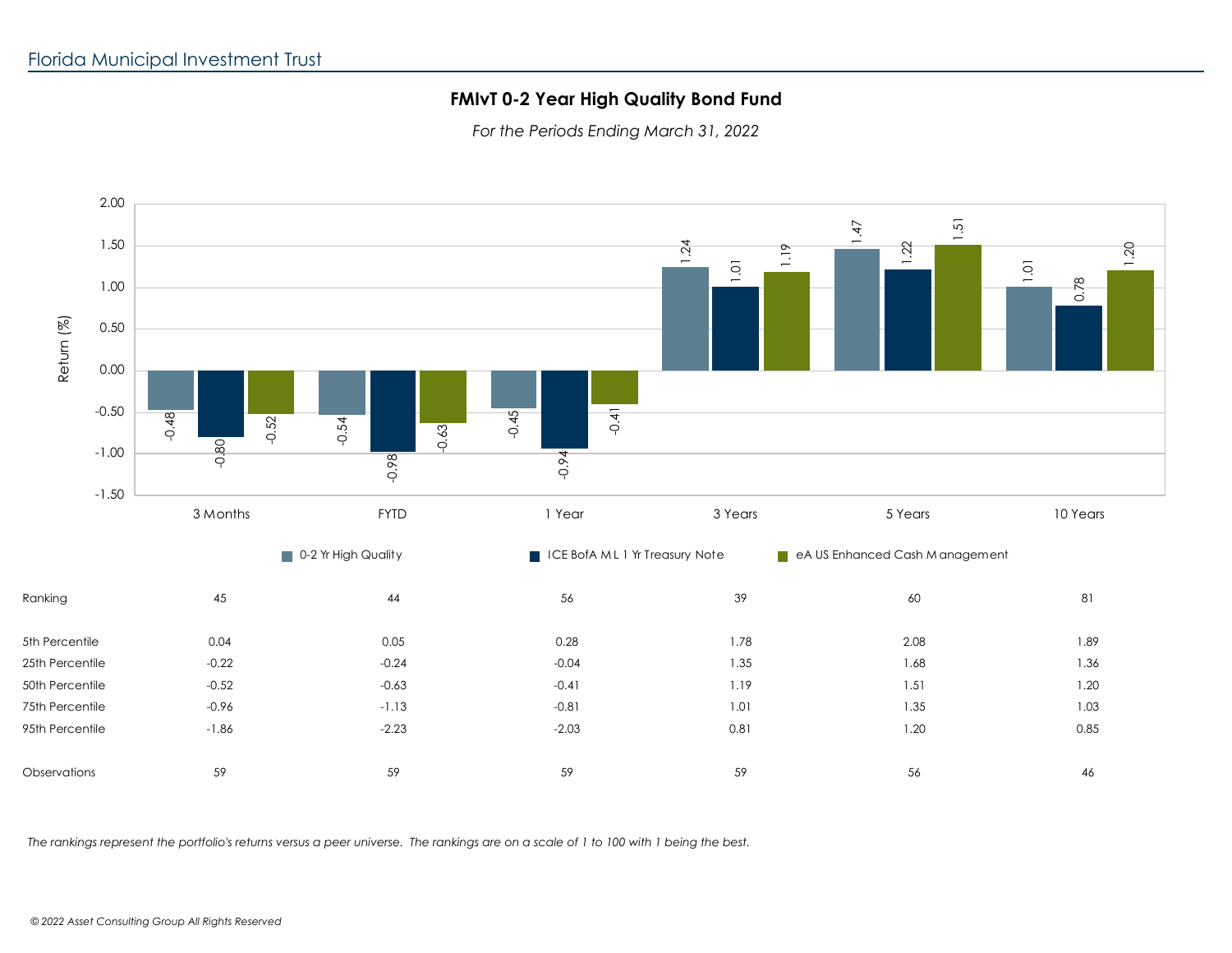Florida Municipal Investment Trust

## FMIvT 0-2 Year High Quality Bond Fund

*For the Periods Ending March 31, 2022*

| | 3 Months | FYTD | 1 Year | 3 Years | 5 Years | 10 Years |
|---|---|---|---|---|---|---|
| 0-2 Yr High Quality | -0.48 | -0.54 | -0.45 | 1.24 | 1.47 | 1.01 |
| ICE BofA ML 1 Yr Treasury Note | -0.80 | -0.98 | -0.94 | 1.01 | 1.22 | 0.78 |
| eA US Enhanced Cash Management | -0.52 | -0.63 | -0.41 | 1.19 | 1.51 | 1.20 |

| | 3 Months | FYTD | 1 Year | 3 Years | 5 Years | 10 Years |
|---|---|---|---|---|---|---|
| Ranking | 45 | 44 | 56 | 39 | 60 | 81 |
| 5th Percentile | 0.04 | 0.05 | 0.28 | 1.78 | 2.08 | 1.89 |
| 25th Percentile | -0.22 | -0.24 | -0.04 | 1.35 | 1.68 | 1.36 |
| 50th Percentile | -0.52 | -0.63 | -0.41 | 1.19 | 1.51 | 1.20 |
| 75th Percentile | -0.96 | -1.13 | -0.81 | 1.01 | 1.35 | 1.03 |
| 95th Percentile | -1.86 | -2.23 | -2.03 | 0.81 | 1.20 | 0.85 |
| Observations | 59 | 59 | 59 | 59 | 56 | 46 |

*The rankings represent the portfolio's returns versus a peer universe. The rankings are on a scale of 1 to 100 with 1 being the best.*

*© 2022 Asset Consulting Group All Rights Reserved*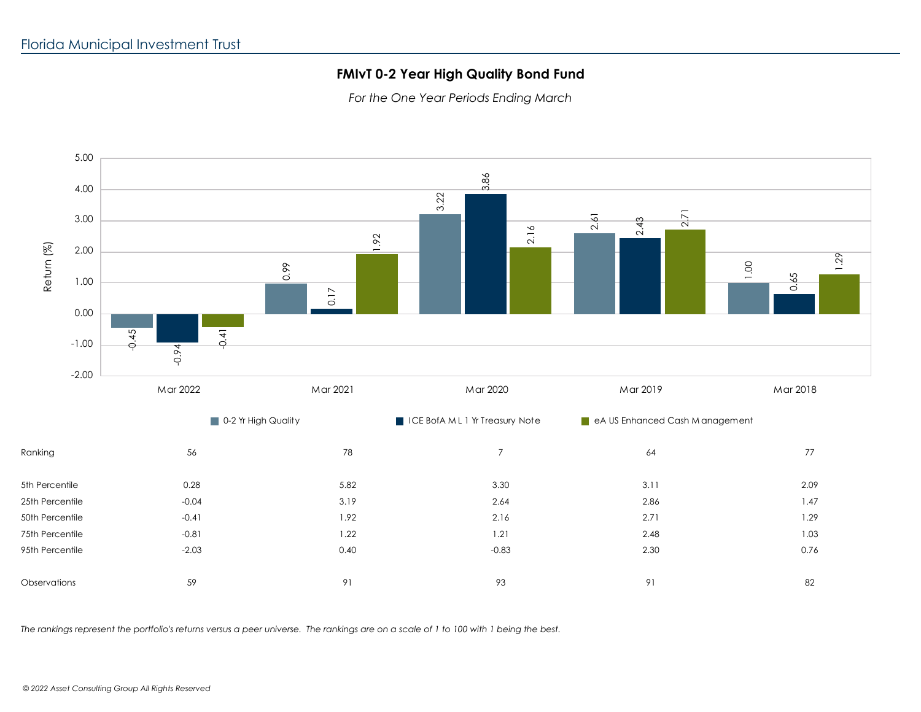Florida Municipal Investment Trust

## FMIvT 0-2 Year High Quality Bond Fund

*For the One Year Periods Ending March*

5.00
4.00
3.00
2.00
1.00
0.00
-1.00
-2.00

Return (%)

-0.45 -0.94 -0.41
0.99 0.17 1.92
3.22 3.86 2.16
2.61 2.43 2.71
1.00 0.65 1.29

Mar 2022 Mar 2021 Mar 2020 Mar 2019 Mar 2018

0-2 Yr High Quality
ICE BofA ML 1 Yr Treasury Note
eA US Enhanced Cash Management

| | Mar 2022 | Mar 2021 | Mar 2020 | Mar 2019 | Mar 2018 |
|---|---|---|---|---|---|
| Ranking | 56 | 78 | 7 | 64 | 77 |
| 5th Percentile | 0.28 | 5.82 | 3.30 | 3.11 | 2.09 |
| 25th Percentile | -0.04 | 3.19 | 2.64 | 2.86 | 1.47 |
| 50th Percentile | -0.41 | 1.92 | 2.16 | 2.71 | 1.29 |
| 75th Percentile | -0.81 | 1.22 | 1.21 | 2.48 | 1.03 |
| 95th Percentile | -2.03 | 0.40 | -0.83 | 2.30 | 0.76 |
| Observations | 59 | 91 | 93 | 91 | 82 |

*The rankings represent the portfolio's returns versus a peer universe. The rankings are on a scale of 1 to 100 with 1 being the best.*

*© 2022 Asset Consulting Group All Rights Reserved*